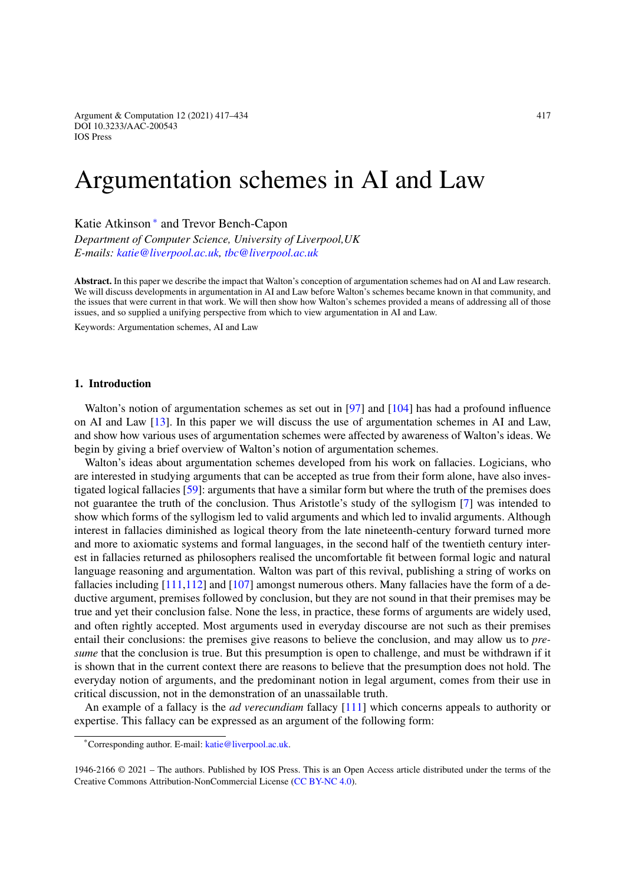# Argumentation schemes in AI and Law

Katie Atkinson * and Trevor Bench-Capon

*Department of Computer Science, University of Liverpool,UK*
*E-mails: katie@liverpool.ac.uk, tbc@liverpool.ac.uk*

**Abstract.** In this paper we describe the impact that Walton's conception of argumentation schemes had on AI and Law research. We will discuss developments in argumentation in AI and Law before Walton's schemes became known in that community, and the issues that were current in that work. We will then show how Walton's schemes provided a means of addressing all of those issues, and so supplied a unifying perspective from which to view argumentation in AI and Law.

Keywords: Argumentation schemes, AI and Law

## 1. Introduction

Walton's notion of argumentation schemes as set out in [97] and [104] has had a profound influence on AI and Law [13]. In this paper we will discuss the use of argumentation schemes in AI and Law, and show how various uses of argumentation schemes were affected by awareness of Walton's ideas. We begin by giving a brief overview of Walton's notion of argumentation schemes.

Walton's ideas about argumentation schemes developed from his work on fallacies. Logicians, who are interested in studying arguments that can be accepted as true from their form alone, have also investigated logical fallacies [59]: arguments that have a similar form but where the truth of the premises does not guarantee the truth of the conclusion. Thus Aristotle's study of the syllogism [7] was intended to show which forms of the syllogism led to valid arguments and which led to invalid arguments. Although interest in fallacies diminished as logical theory from the late nineteenth-century forward turned more and more to axiomatic systems and formal languages, in the second half of the twentieth century interest in fallacies returned as philosophers realised the uncomfortable fit between formal logic and natural language reasoning and argumentation. Walton was part of this revival, publishing a string of works on fallacies including [111,112] and [107] amongst numerous others. Many fallacies have the form of a deductive argument, premises followed by conclusion, but they are not sound in that their premises may be true and yet their conclusion false. None the less, in practice, these forms of arguments are widely used, and often rightly accepted. Most arguments used in everyday discourse are not such as their premises entail their conclusions: the premises give reasons to believe the conclusion, and may allow us to *presume* that the conclusion is true. But this presumption is open to challenge, and must be withdrawn if it is shown that in the current context there are reasons to believe that the presumption does not hold. The everyday notion of arguments, and the predominant notion in legal argument, comes from their use in critical discussion, not in the demonstration of an unassailable truth.

An example of a fallacy is the *ad verecundiam* fallacy [111] which concerns appeals to authority or expertise. This fallacy can be expressed as an argument of the following form:

*Corresponding author. E-mail: katie@liverpool.ac.uk.

1946-2166 © 2021 – The authors. Published by IOS Press. This is an Open Access article distributed under the terms of the Creative Commons Attribution-NonCommercial License (CC BY-NC 4.0).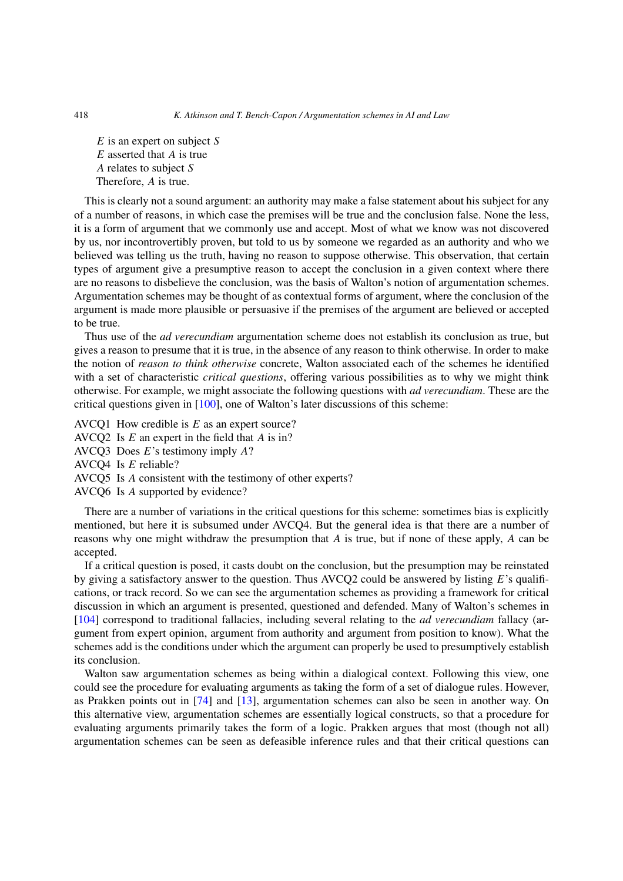*E* is an expert on subject *S*
*E* asserted that *A* is true
*A* relates to subject *S*
Therefore, *A* is true.

This is clearly not a sound argument: an authority may make a false statement about his subject for any of a number of reasons, in which case the premises will be true and the conclusion false. None the less, it is a form of argument that we commonly use and accept. Most of what we know was not discovered by us, nor incontrovertibly proven, but told to us by someone we regarded as an authority and who we believed was telling us the truth, having no reason to suppose otherwise. This observation, that certain types of argument give a presumptive reason to accept the conclusion in a given context where there are no reasons to disbelieve the conclusion, was the basis of Walton's notion of argumentation schemes. Argumentation schemes may be thought of as contextual forms of argument, where the conclusion of the argument is made more plausible or persuasive if the premises of the argument are believed or accepted to be true.

Thus use of the *ad verecundiam* argumentation scheme does not establish its conclusion as true, but gives a reason to presume that it is true, in the absence of any reason to think otherwise. In order to make the notion of *reason to think otherwise* concrete, Walton associated each of the schemes he identified with a set of characteristic *critical questions*, offering various possibilities as to why we might think otherwise. For example, we might associate the following questions with *ad verecundiam*. These are the critical questions given in [100], one of Walton's later discussions of this scheme:

AVCQ1 How credible is *E* as an expert source?
AVCQ2 Is *E* an expert in the field that *A* is in?
AVCQ3 Does *E*'s testimony imply *A*?
AVCQ4 Is *E* reliable?
AVCQ5 Is *A* consistent with the testimony of other experts?
AVCQ6 Is *A* supported by evidence?

There are a number of variations in the critical questions for this scheme: sometimes bias is explicitly mentioned, but here it is subsumed under AVCQ4. But the general idea is that there are a number of reasons why one might withdraw the presumption that *A* is true, but if none of these apply, *A* can be accepted.

If a critical question is posed, it casts doubt on the conclusion, but the presumption may be reinstated by giving a satisfactory answer to the question. Thus AVCQ2 could be answered by listing *E*'s qualifications, or track record. So we can see the argumentation schemes as providing a framework for critical discussion in which an argument is presented, questioned and defended. Many of Walton's schemes in [104] correspond to traditional fallacies, including several relating to the *ad verecundiam* fallacy (argument from expert opinion, argument from authority and argument from position to know). What the schemes add is the conditions under which the argument can properly be used to presumptively establish its conclusion.

Walton saw argumentation schemes as being within a dialogical context. Following this view, one could see the procedure for evaluating arguments as taking the form of a set of dialogue rules. However, as Prakken points out in [74] and [13], argumentation schemes can also be seen in another way. On this alternative view, argumentation schemes are essentially logical constructs, so that a procedure for evaluating arguments primarily takes the form of a logic. Prakken argues that most (though not all) argumentation schemes can be seen as defeasible inference rules and that their critical questions can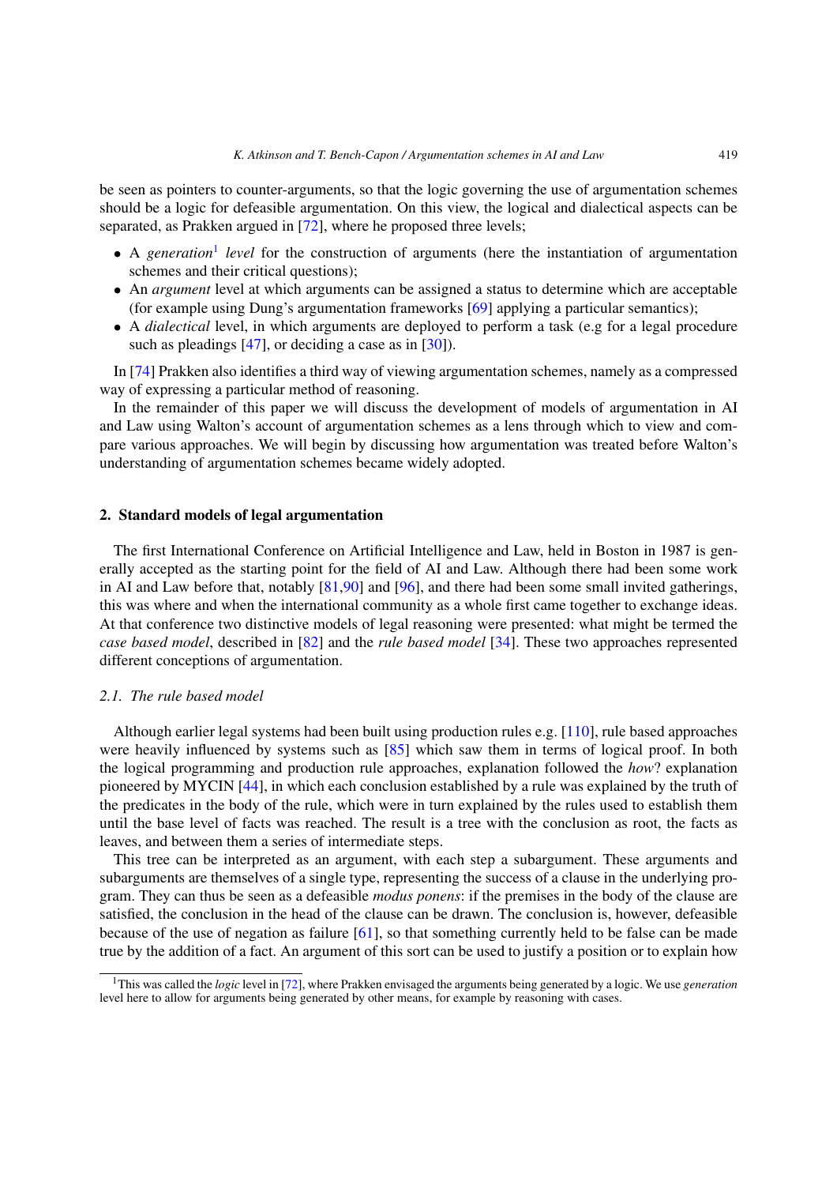be seen as pointers to counter-arguments, so that the logic governing the use of argumentation schemes should be a logic for defeasible argumentation. On this view, the logical and dialectical aspects can be separated, as Prakken argued in [72], where he proposed three levels;

- A *generation*[1] *level* for the construction of arguments (here the instantiation of argumentation schemes and their critical questions);
- An *argument* level at which arguments can be assigned a status to determine which are acceptable (for example using Dung's argumentation frameworks [69] applying a particular semantics);
- A *dialectical* level, in which arguments are deployed to perform a task (e.g for a legal procedure such as pleadings [47], or deciding a case as in [30]).

In [74] Prakken also identifies a third way of viewing argumentation schemes, namely as a compressed way of expressing a particular method of reasoning.

In the remainder of this paper we will discuss the development of models of argumentation in AI and Law using Walton's account of argumentation schemes as a lens through which to view and compare various approaches. We will begin by discussing how argumentation was treated before Walton's understanding of argumentation schemes became widely adopted.

## 2. Standard models of legal argumentation

The first International Conference on Artificial Intelligence and Law, held in Boston in 1987 is generally accepted as the starting point for the field of AI and Law. Although there had been some work in AI and Law before that, notably [81,90] and [96], and there had been some small invited gatherings, this was where and when the international community as a whole first came together to exchange ideas. At that conference two distinctive models of legal reasoning were presented: what might be termed the *case based model*, described in [82] and the *rule based model* [34]. These two approaches represented different conceptions of argumentation.

### 2.1. The rule based model

Although earlier legal systems had been built using production rules e.g. [110], rule based approaches were heavily influenced by systems such as [85] which saw them in terms of logical proof. In both the logical programming and production rule approaches, explanation followed the *how*? explanation pioneered by MYCIN [44], in which each conclusion established by a rule was explained by the truth of the predicates in the body of the rule, which were in turn explained by the rules used to establish them until the base level of facts was reached. The result is a tree with the conclusion as root, the facts as leaves, and between them a series of intermediate steps.

This tree can be interpreted as an argument, with each step a subargument. These arguments and subarguments are themselves of a single type, representing the success of a clause in the underlying program. They can thus be seen as a defeasible *modus ponens*: if the premises in the body of the clause are satisfied, the conclusion in the head of the clause can be drawn. The conclusion is, however, defeasible because of the use of negation as failure [61], so that something currently held to be false can be made true by the addition of a fact. An argument of this sort can be used to justify a position or to explain how

[1] This was called the *logic* level in [72], where Prakken envisaged the arguments being generated by a logic. We use *generation* level here to allow for arguments being generated by other means, for example by reasoning with cases.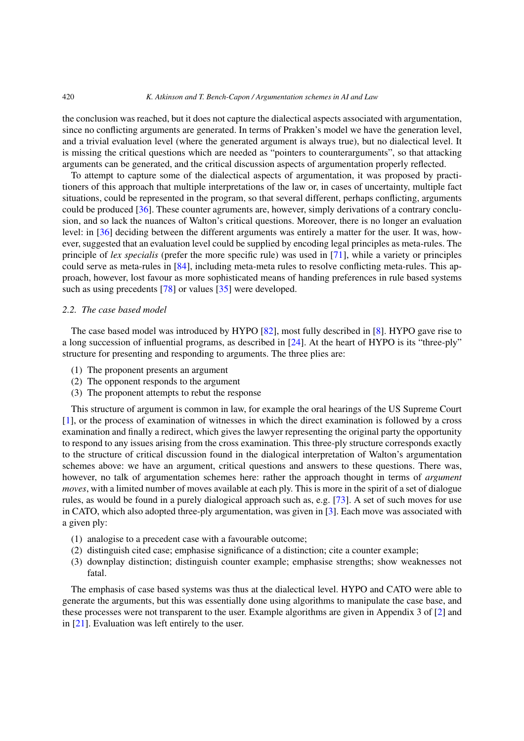the conclusion was reached, but it does not capture the dialectical aspects associated with argumentation, since no conflicting arguments are generated. In terms of Prakken's model we have the generation level, and a trivial evaluation level (where the generated argument is always true), but no dialectical level. It is missing the critical questions which are needed as "pointers to counterarguments", so that attacking arguments can be generated, and the critical discussion aspects of argumentation properly reflected.

To attempt to capture some of the dialectical aspects of argumentation, it was proposed by practitioners of this approach that multiple interpretations of the law or, in cases of uncertainty, multiple fact situations, could be represented in the program, so that several different, perhaps conflicting, arguments could be produced [36]. These counter agruments are, however, simply derivations of a contrary conclusion, and so lack the nuances of Walton's critical questions. Moreover, there is no longer an evaluation level: in [36] deciding between the different arguments was entirely a matter for the user. It was, however, suggested that an evaluation level could be supplied by encoding legal principles as meta-rules. The principle of *lex specialis* (prefer the more specific rule) was used in [71], while a variety or principles could serve as meta-rules in [84], including meta-meta rules to resolve conflicting meta-rules. This approach, however, lost favour as more sophisticated means of handing preferences in rule based systems such as using precedents [78] or values [35] were developed.

### 2.2. *The case based model*

The case based model was introduced by HYPO [82], most fully described in [8]. HYPO gave rise to a long succession of influential programs, as described in [24]. At the heart of HYPO is its "three-ply" structure for presenting and responding to arguments. The three plies are:

(1) The proponent presents an argument
(2) The opponent responds to the argument
(3) The proponent attempts to rebut the response

This structure of argument is common in law, for example the oral hearings of the US Supreme Court [1], or the process of examination of witnesses in which the direct examination is followed by a cross examination and finally a redirect, which gives the lawyer representing the original party the opportunity to respond to any issues arising from the cross examination. This three-ply structure corresponds exactly to the structure of critical discussion found in the dialogical interpretation of Walton's argumentation schemes above: we have an argument, critical questions and answers to these questions. There was, however, no talk of argumentation schemes here: rather the approach thought in terms of *argument moves*, with a limited number of moves available at each ply. This is more in the spirit of a set of dialogue rules, as would be found in a purely dialogical approach such as, e.g. [73]. A set of such moves for use in CATO, which also adopted three-ply argumentation, was given in [3]. Each move was associated with a given ply:

(1) analogise to a precedent case with a favourable outcome;
(2) distinguish cited case; emphasise significance of a distinction; cite a counter example;
(3) downplay distinction; distinguish counter example; emphasise strengths; show weaknesses not fatal.

The emphasis of case based systems was thus at the dialectical level. HYPO and CATO were able to generate the arguments, but this was essentially done using algorithms to manipulate the case base, and these processes were not transparent to the user. Example algorithms are given in Appendix 3 of [2] and in [21]. Evaluation was left entirely to the user.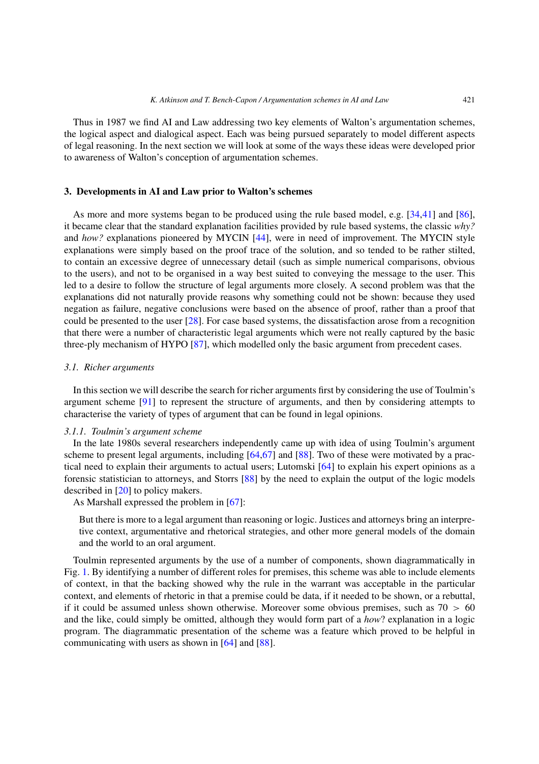Thus in 1987 we find AI and Law addressing two key elements of Walton's argumentation schemes, the logical aspect and dialogical aspect. Each was being pursued separately to model different aspects of legal reasoning. In the next section we will look at some of the ways these ideas were developed prior to awareness of Walton's conception of argumentation schemes.

## 3. Developments in AI and Law prior to Walton's schemes

As more and more systems began to be produced using the rule based model, e.g. [34,41] and [86], it became clear that the standard explanation facilities provided by rule based systems, the classic *why?* and *how?* explanations pioneered by MYCIN [44], were in need of improvement. The MYCIN style explanations were simply based on the proof trace of the solution, and so tended to be rather stilted, to contain an excessive degree of unnecessary detail (such as simple numerical comparisons, obvious to the users), and not to be organised in a way best suited to conveying the message to the user. This led to a desire to follow the structure of legal arguments more closely. A second problem was that the explanations did not naturally provide reasons why something could not be shown: because they used negation as failure, negative conclusions were based on the absence of proof, rather than a proof that could be presented to the user [28]. For case based systems, the dissatisfaction arose from a recognition that there were a number of characteristic legal arguments which were not really captured by the basic three-ply mechanism of HYPO [87], which modelled only the basic argument from precedent cases.

### 3.1. Richer arguments

In this section we will describe the search for richer arguments first by considering the use of Toulmin's argument scheme [91] to represent the structure of arguments, and then by considering attempts to characterise the variety of types of argument that can be found in legal opinions.

#### 3.1.1. Toulmin's argument scheme

In the late 1980s several researchers independently came up with idea of using Toulmin's argument scheme to present legal arguments, including [64,67] and [88]. Two of these were motivated by a practical need to explain their arguments to actual users; Lutomski [64] to explain his expert opinions as a forensic statistician to attorneys, and Storrs [88] by the need to explain the output of the logic models described in [20] to policy makers.

As Marshall expressed the problem in [67]:

> But there is more to a legal argument than reasoning or logic. Justices and attorneys bring an interpretive context, argumentative and rhetorical strategies, and other more general models of the domain and the world to an oral argument.

Toulmin represented arguments by the use of a number of components, shown diagrammatically in Fig. 1. By identifying a number of different roles for premises, this scheme was able to include elements of context, in that the backing showed why the rule in the warrant was acceptable in the particular context, and elements of rhetoric in that a premise could be data, if it needed to be shown, or a rebuttal, if it could be assumed unless shown otherwise. Moreover some obvious premises, such as $70 > 60$ and the like, could simply be omitted, although they would form part of a *how*? explanation in a logic program. The diagrammatic presentation of the scheme was a feature which proved to be helpful in communicating with users as shown in [64] and [88].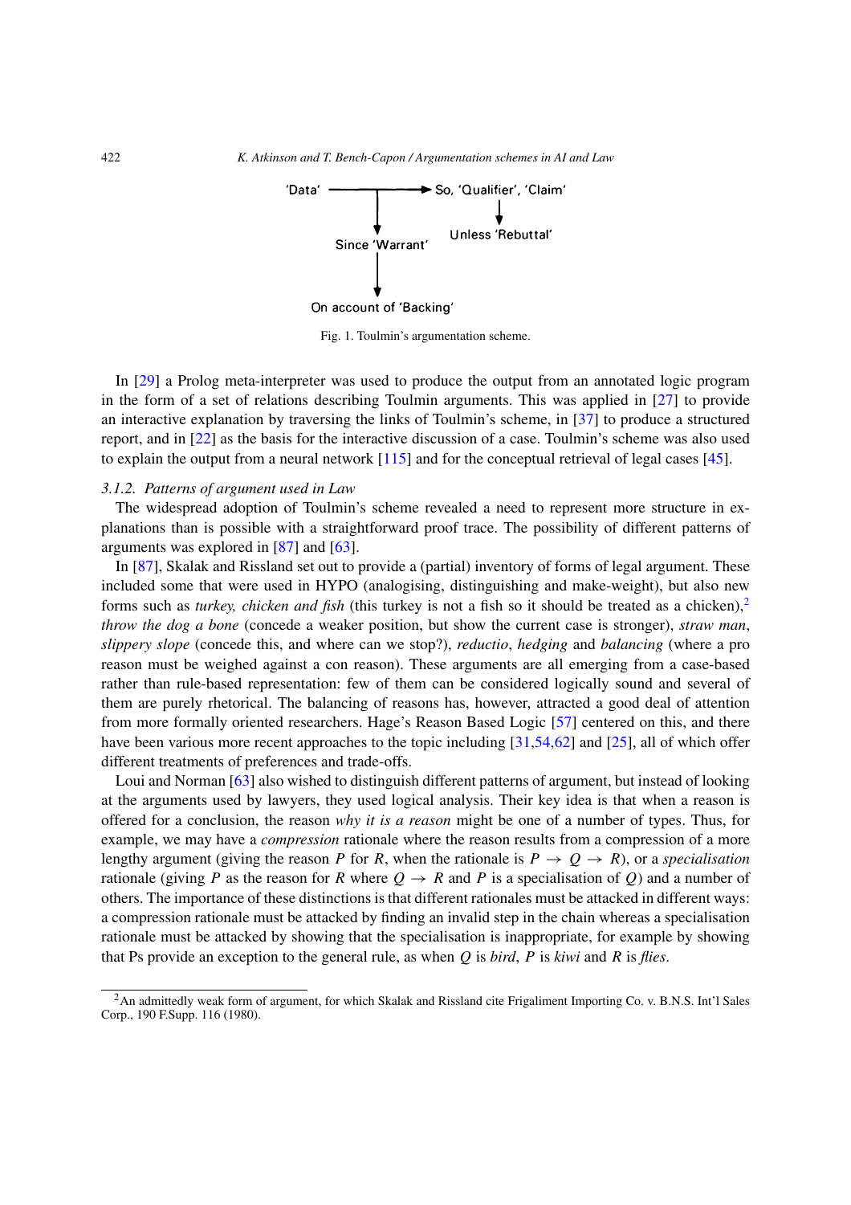'Data' → So, 'Qualifier', 'Claim'

Since 'Warrant'

Unless 'Rebuttal'

On account of 'Backing'

Fig. 1. Toulmin's argumentation scheme.

In [29] a Prolog meta-interpreter was used to produce the output from an annotated logic program in the form of a set of relations describing Toulmin arguments. This was applied in [27] to provide an interactive explanation by traversing the links of Toulmin's scheme, in [37] to produce a structured report, and in [22] as the basis for the interactive discussion of a case. Toulmin's scheme was also used to explain the output from a neural network [115] and for the conceptual retrieval of legal cases [45].

#### 3.1.2. *Patterns of argument used in Law*

The widespread adoption of Toulmin's scheme revealed a need to represent more structure in explanations than is possible with a straightforward proof trace. The possibility of different patterns of arguments was explored in [87] and [63].

In [87], Skalak and Rissland set out to provide a (partial) inventory of forms of legal argument. These included some that were used in HYPO (analogising, distinguishing and make-weight), but also new forms such as *turkey, chicken and fish* (this turkey is not a fish so it should be treated as a chicken),[2] *throw the dog a bone* (concede a weaker position, but show the current case is stronger), *straw man*, *slippery slope* (concede this, and where can we stop?), *reductio*, *hedging* and *balancing* (where a pro reason must be weighed against a con reason). These arguments are all emerging from a case-based rather than rule-based representation: few of them can be considered logically sound and several of them are purely rhetorical. The balancing of reasons has, however, attracted a good deal of attention from more formally oriented researchers. Hage's Reason Based Logic [57] centered on this, and there have been various more recent approaches to the topic including [31,54,62] and [25], all of which offer different treatments of preferences and trade-offs.

Loui and Norman [63] also wished to distinguish different patterns of argument, but instead of looking at the arguments used by lawyers, they used logical analysis. Their key idea is that when a reason is offered for a conclusion, the reason *why it is a reason* might be one of a number of types. Thus, for example, we may have a *compression* rationale where the reason results from a compression of a more lengthy argument (giving the reason $P$ for $R$, when the rationale is $P \rightarrow Q \rightarrow R$), or a *specialisation* rationale (giving $P$ as the reason for $R$ where $Q \rightarrow R$ and $P$ is a specialisation of $Q$) and a number of others. The importance of these distinctions is that different rationales must be attacked in different ways: a compression rationale must be attacked by finding an invalid step in the chain whereas a specialisation rationale must be attacked by showing that the specialisation is inappropriate, for example by showing that Ps provide an exception to the general rule, as when $Q$ is *bird*, $P$ is *kiwi* and $R$ is *flies*.

[2] An admittedly weak form of argument, for which Skalak and Rissland cite Frigaliment Importing Co. v. B.N.S. Int'l Sales Corp., 190 F.Supp. 116 (1980).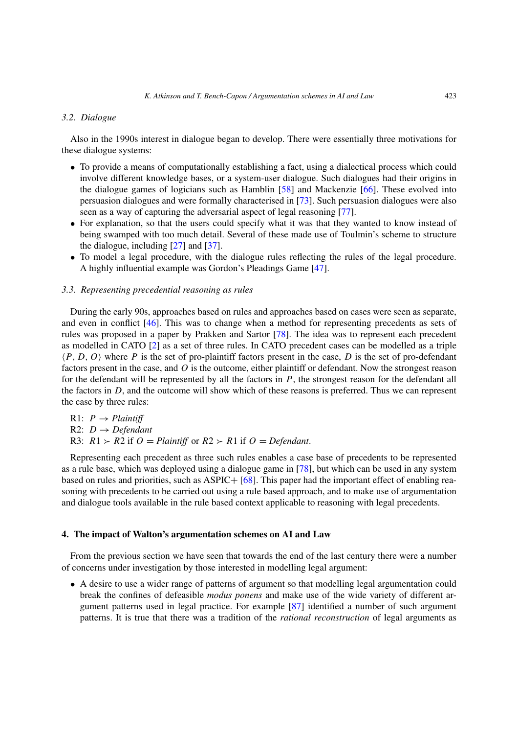### 3.2. Dialogue

Also in the 1990s interest in dialogue began to develop. There were essentially three motivations for these dialogue systems:

- To provide a means of computationally establishing a fact, using a dialectical process which could involve different knowledge bases, or a system-user dialogue. Such dialogues had their origins in the dialogue games of logicians such as Hamblin [58] and Mackenzie [66]. These evolved into persuasion dialogues and were formally characterised in [73]. Such persuasion dialogues were also seen as a way of capturing the adversarial aspect of legal reasoning [77].
- For explanation, so that the users could specify what it was that they wanted to know instead of being swamped with too much detail. Several of these made use of Toulmin's scheme to structure the dialogue, including [27] and [37].
- To model a legal procedure, with the dialogue rules reflecting the rules of the legal procedure. A highly influential example was Gordon's Pleadings Game [47].

### 3.3. Representing precedential reasoning as rules

During the early 90s, approaches based on rules and approaches based on cases were seen as separate, and even in conflict [46]. This was to change when a method for representing precedents as sets of rules was proposed in a paper by Prakken and Sartor [78]. The idea was to represent each precedent as modelled in CATO [2] as a set of three rules. In CATO precedent cases can be modelled as a triple $\langle P, D, O \rangle$ where $P$ is the set of pro-plaintiff factors present in the case, $D$ is the set of pro-defendant factors present in the case, and $O$ is the outcome, either plaintiff or defendant. Now the strongest reason for the defendant will be represented by all the factors in $P$, the strongest reason for the defendant all the factors in $D$, and the outcome will show which of these reasons is preferred. Thus we can represent the case by three rules:

R1: $P \rightarrow \textit{Plaintiff}$
R2: $D \rightarrow \textit{Defendant}$
R3: $R1 \succ R2$ if $O = \textit{Plaintiff}$ or $R2 \succ R1$ if $O = \textit{Defendant}$.

Representing each precedent as three such rules enables a case base of precedents to be represented as a rule base, which was deployed using a dialogue game in [78], but which can be used in any system based on rules and priorities, such as ASPIC+ [68]. This paper had the important effect of enabling reasoning with precedents to be carried out using a rule based approach, and to make use of argumentation and dialogue tools available in the rule based context applicable to reasoning with legal precedents.

## 4. The impact of Walton's argumentation schemes on AI and Law

From the previous section we have seen that towards the end of the last century there were a number of concerns under investigation by those interested in modelling legal argument:

- A desire to use a wider range of patterns of argument so that modelling legal argumentation could break the confines of defeasible *modus ponens* and make use of the wide variety of different argument patterns used in legal practice. For example [87] identified a number of such argument patterns. It is true that there was a tradition of the *rational reconstruction* of legal arguments as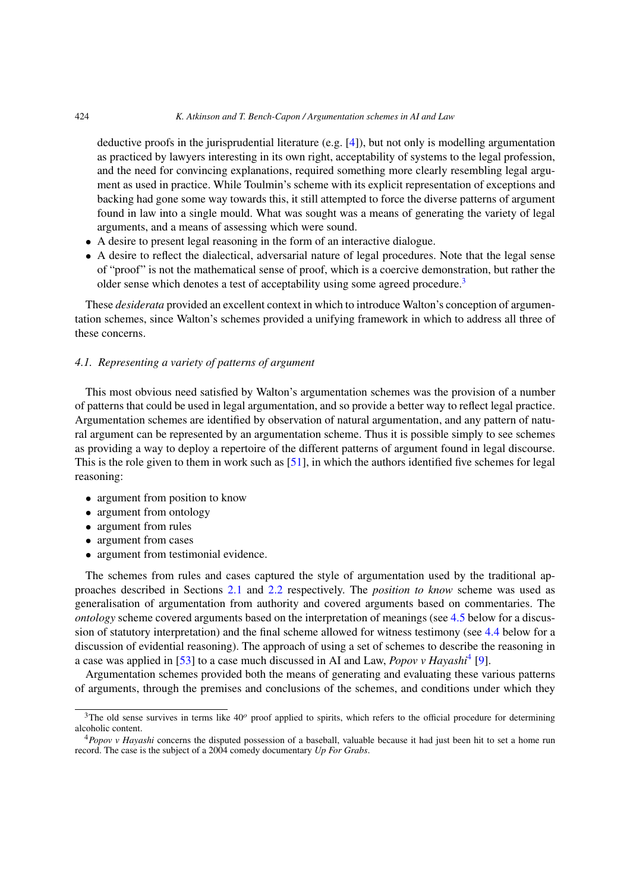deductive proofs in the jurisprudential literature (e.g. [4]), but not only is modelling argumentation as practiced by lawyers interesting in its own right, acceptability of systems to the legal profession, and the need for convincing explanations, required something more clearly resembling legal argument as used in practice. While Toulmin's scheme with its explicit representation of exceptions and backing had gone some way towards this, it still attempted to force the diverse patterns of argument found in law into a single mould. What was sought was a means of generating the variety of legal arguments, and a means of assessing which were sound.

- A desire to present legal reasoning in the form of an interactive dialogue.
- A desire to reflect the dialectical, adversarial nature of legal procedures. Note that the legal sense of "proof" is not the mathematical sense of proof, which is a coercive demonstration, but rather the older sense which denotes a test of acceptability using some agreed procedure.[3]

These *desiderata* provided an excellent context in which to introduce Walton's conception of argumentation schemes, since Walton's schemes provided a unifying framework in which to address all three of these concerns.

### 4.1. *Representing a variety of patterns of argument*

This most obvious need satisfied by Walton's argumentation schemes was the provision of a number of patterns that could be used in legal argumentation, and so provide a better way to reflect legal practice. Argumentation schemes are identified by observation of natural argumentation, and any pattern of natural argument can be represented by an argumentation scheme. Thus it is possible simply to see schemes as providing a way to deploy a repertoire of the different patterns of argument found in legal discourse. This is the role given to them in work such as [51], in which the authors identified five schemes for legal reasoning:

- argument from position to know
- argument from ontology
- argument from rules
- argument from cases
- argument from testimonial evidence.

The schemes from rules and cases captured the style of argumentation used by the traditional approaches described in Sections 2.1 and 2.2 respectively. The *position to know* scheme was used as generalisation of argumentation from authority and covered arguments based on commentaries. The *ontology* scheme covered arguments based on the interpretation of meanings (see 4.5 below for a discussion of statutory interpretation) and the final scheme allowed for witness testimony (see 4.4 below for a discussion of evidential reasoning). The approach of using a set of schemes to describe the reasoning in a case was applied in [53] to a case much discussed in AI and Law, *Popov v Hayashi*[4] [9].

Argumentation schemes provided both the means of generating and evaluating these various patterns of arguments, through the premises and conclusions of the schemes, and conditions under which they

---

[3]The old sense survives in terms like $40^o$ proof applied to spirits, which refers to the official procedure for determining alcoholic content.

[4]*Popov v Hayashi* concerns the disputed possession of a baseball, valuable because it had just been hit to set a home run record. The case is the subject of a 2004 comedy documentary *Up For Grabs*.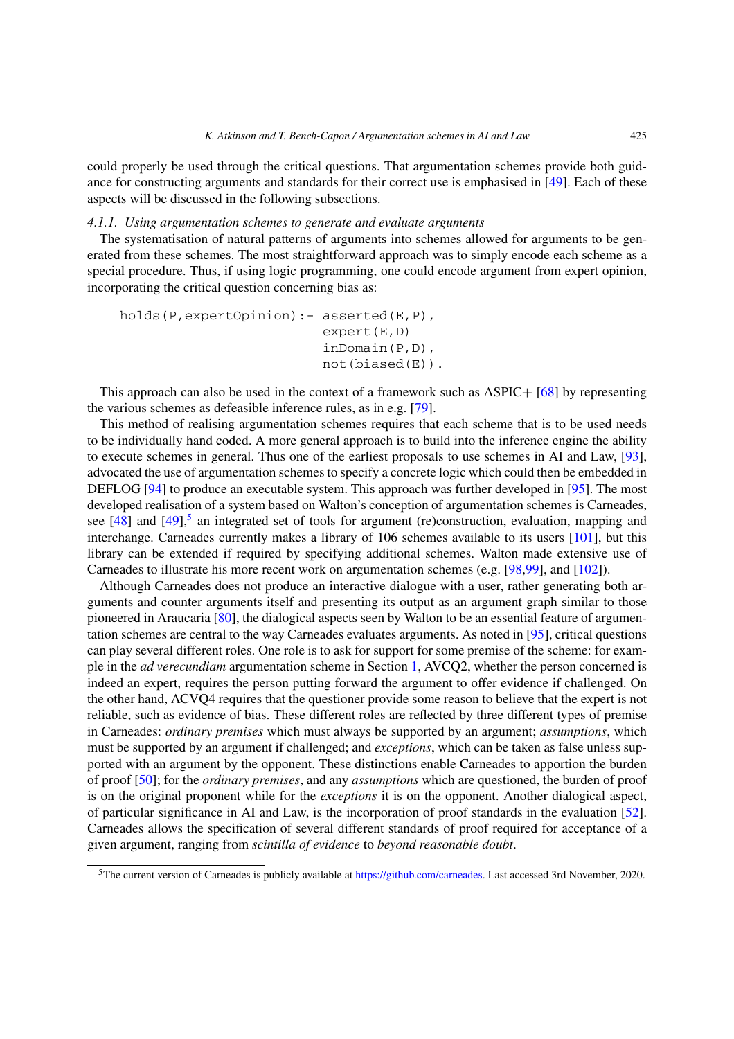could properly be used through the critical questions. That argumentation schemes provide both guidance for constructing arguments and standards for their correct use is emphasised in [49]. Each of these aspects will be discussed in the following subsections.

#### 4.1.1. *Using argumentation schemes to generate and evaluate arguments*

The systematisation of natural patterns of arguments into schemes allowed for arguments to be generated from these schemes. The most straightforward approach was to simply encode each scheme as a special procedure. Thus, if using logic programming, one could encode argument from expert opinion, incorporating the critical question concerning bias as:

```
holds(P,expertOpinion):- asserted(E,P),
                         expert(E,D)
                         inDomain(P,D),
                         not(biased(E)).
```

This approach can also be used in the context of a framework such as ASPIC+ [68] by representing the various schemes as defeasible inference rules, as in e.g. [79].

This method of realising argumentation schemes requires that each scheme that is to be used needs to be individually hand coded. A more general approach is to build into the inference engine the ability to execute schemes in general. Thus one of the earliest proposals to use schemes in AI and Law, [93], advocated the use of argumentation schemes to specify a concrete logic which could then be embedded in DEFLOG [94] to produce an executable system. This approach was further developed in [95]. The most developed realisation of a system based on Walton's conception of argumentation schemes is Carneades, see [48] and [49],[5] an integrated set of tools for argument (re)construction, evaluation, mapping and interchange. Carneades currently makes a library of 106 schemes available to its users [101], but this library can be extended if required by specifying additional schemes. Walton made extensive use of Carneades to illustrate his more recent work on argumentation schemes (e.g. [98,99], and [102]).

Although Carneades does not produce an interactive dialogue with a user, rather generating both arguments and counter arguments itself and presenting its output as an argument graph similar to those pioneered in Araucaria [80], the dialogical aspects seen by Walton to be an essential feature of argumentation schemes are central to the way Carneades evaluates arguments. As noted in [95], critical questions can play several different roles. One role is to ask for support for some premise of the scheme: for example in the *ad verecundiam* argumentation scheme in Section 1, AVCQ2, whether the person concerned is indeed an expert, requires the person putting forward the argument to offer evidence if challenged. On the other hand, ACVQ4 requires that the questioner provide some reason to believe that the expert is not reliable, such as evidence of bias. These different roles are reflected by three different types of premise in Carneades: *ordinary premises* which must always be supported by an argument; *assumptions*, which must be supported by an argument if challenged; and *exceptions*, which can be taken as false unless supported with an argument by the opponent. These distinctions enable Carneades to apportion the burden of proof [50]; for the *ordinary premises*, and any *assumptions* which are questioned, the burden of proof is on the original proponent while for the *exceptions* it is on the opponent. Another dialogical aspect, of particular significance in AI and Law, is the incorporation of proof standards in the evaluation [52]. Carneades allows the specification of several different standards of proof required for acceptance of a given argument, ranging from *scintilla of evidence* to *beyond reasonable doubt*.

---

[5] The current version of Carneades is publicly available at https://github.com/carneades. Last accessed 3rd November, 2020.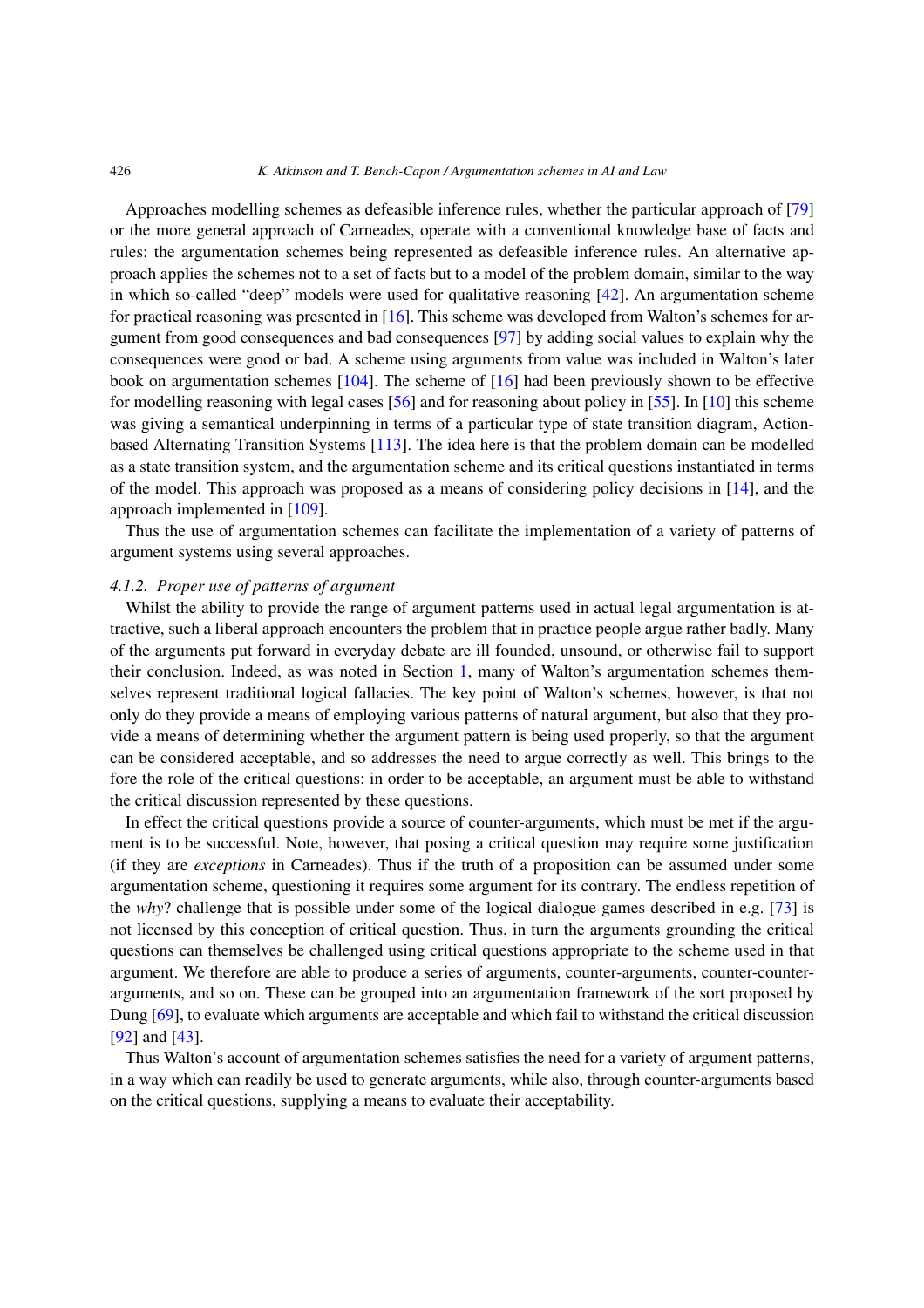Approaches modelling schemes as defeasible inference rules, whether the particular approach of [79] or the more general approach of Carneades, operate with a conventional knowledge base of facts and rules: the argumentation schemes being represented as defeasible inference rules. An alternative approach applies the schemes not to a set of facts but to a model of the problem domain, similar to the way in which so-called "deep" models were used for qualitative reasoning [42]. An argumentation scheme for practical reasoning was presented in [16]. This scheme was developed from Walton's schemes for argument from good consequences and bad consequences [97] by adding social values to explain why the consequences were good or bad. A scheme using arguments from value was included in Walton's later book on argumentation schemes [104]. The scheme of [16] had been previously shown to be effective for modelling reasoning with legal cases [56] and for reasoning about policy in [55]. In [10] this scheme was giving a semantical underpinning in terms of a particular type of state transition diagram, Action-based Alternating Transition Systems [113]. The idea here is that the problem domain can be modelled as a state transition system, and the argumentation scheme and its critical questions instantiated in terms of the model. This approach was proposed as a means of considering policy decisions in [14], and the approach implemented in [109].

Thus the use of argumentation schemes can facilitate the implementation of a variety of patterns of argument systems using several approaches.

#### 4.1.2. *Proper use of patterns of argument*

Whilst the ability to provide the range of argument patterns used in actual legal argumentation is attractive, such a liberal approach encounters the problem that in practice people argue rather badly. Many of the arguments put forward in everyday debate are ill founded, unsound, or otherwise fail to support their conclusion. Indeed, as was noted in Section 1, many of Walton's argumentation schemes themselves represent traditional logical fallacies. The key point of Walton's schemes, however, is that not only do they provide a means of employing various patterns of natural argument, but also that they provide a means of determining whether the argument pattern is being used properly, so that the argument can be considered acceptable, and so addresses the need to argue correctly as well. This brings to the fore the role of the critical questions: in order to be acceptable, an argument must be able to withstand the critical discussion represented by these questions.

In effect the critical questions provide a source of counter-arguments, which must be met if the argument is to be successful. Note, however, that posing a critical question may require some justification (if they are *exceptions* in Carneades). Thus if the truth of a proposition can be assumed under some argumentation scheme, questioning it requires some argument for its contrary. The endless repetition of the *why*? challenge that is possible under some of the logical dialogue games described in e.g. [73] is not licensed by this conception of critical question. Thus, in turn the arguments grounding the critical questions can themselves be challenged using critical questions appropriate to the scheme used in that argument. We therefore are able to produce a series of arguments, counter-arguments, counter-counter-arguments, and so on. These can be grouped into an argumentation framework of the sort proposed by Dung [69], to evaluate which arguments are acceptable and which fail to withstand the critical discussion [92] and [43].

Thus Walton's account of argumentation schemes satisfies the need for a variety of argument patterns, in a way which can readily be used to generate arguments, while also, through counter-arguments based on the critical questions, supplying a means to evaluate their acceptability.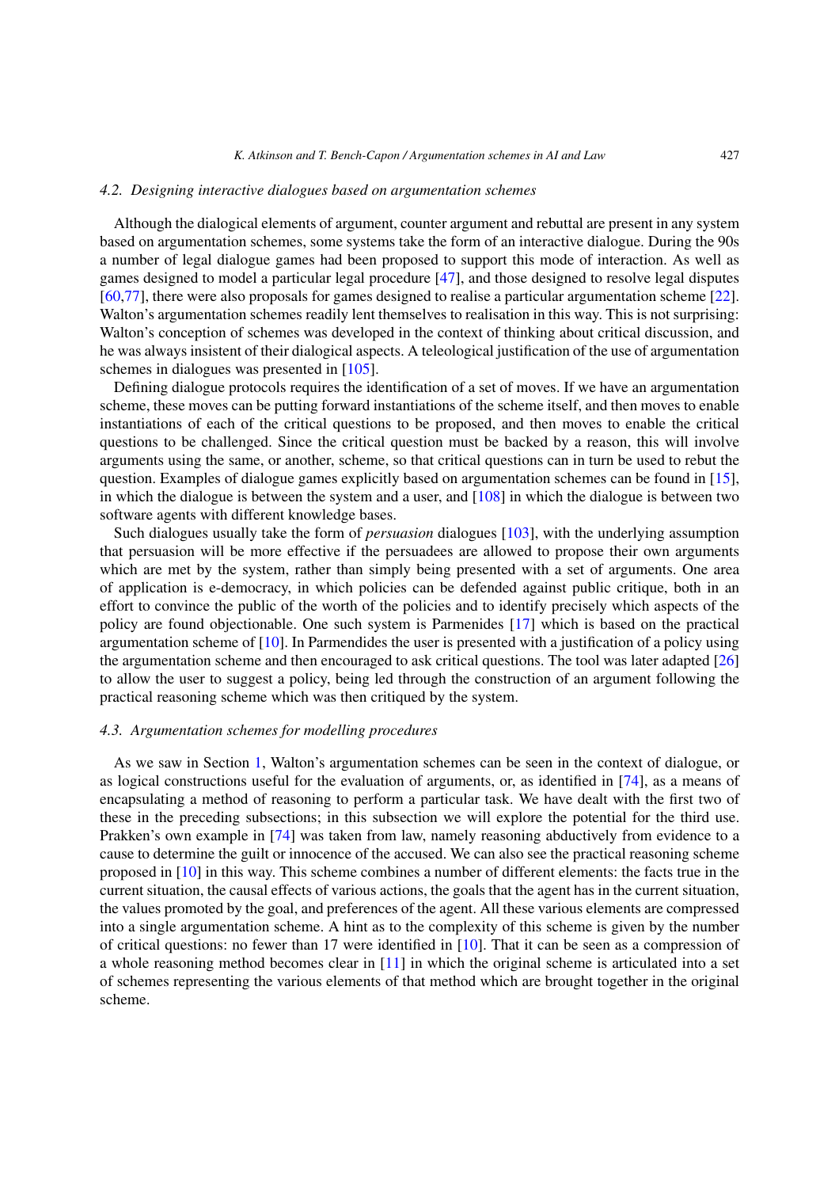### 4.2. *Designing interactive dialogues based on argumentation schemes*

Although the dialogical elements of argument, counter argument and rebuttal are present in any system based on argumentation schemes, some systems take the form of an interactive dialogue. During the 90s a number of legal dialogue games had been proposed to support this mode of interaction. As well as games designed to model a particular legal procedure [47], and those designed to resolve legal disputes [60,77], there were also proposals for games designed to realise a particular argumentation scheme [22]. Walton's argumentation schemes readily lent themselves to realisation in this way. This is not surprising: Walton's conception of schemes was developed in the context of thinking about critical discussion, and he was always insistent of their dialogical aspects. A teleological justification of the use of argumentation schemes in dialogues was presented in [105].

Defining dialogue protocols requires the identification of a set of moves. If we have an argumentation scheme, these moves can be putting forward instantiations of the scheme itself, and then moves to enable instantiations of each of the critical questions to be proposed, and then moves to enable the critical questions to be challenged. Since the critical question must be backed by a reason, this will involve arguments using the same, or another, scheme, so that critical questions can in turn be used to rebut the question. Examples of dialogue games explicitly based on argumentation schemes can be found in [15], in which the dialogue is between the system and a user, and [108] in which the dialogue is between two software agents with different knowledge bases.

Such dialogues usually take the form of *persuasion* dialogues [103], with the underlying assumption that persuasion will be more effective if the persuadees are allowed to propose their own arguments which are met by the system, rather than simply being presented with a set of arguments. One area of application is e-democracy, in which policies can be defended against public critique, both in an effort to convince the public of the worth of the policies and to identify precisely which aspects of the policy are found objectionable. One such system is Parmenides [17] which is based on the practical argumentation scheme of [10]. In Parmendides the user is presented with a justification of a policy using the argumentation scheme and then encouraged to ask critical questions. The tool was later adapted [26] to allow the user to suggest a policy, being led through the construction of an argument following the practical reasoning scheme which was then critiqued by the system.

### 4.3. *Argumentation schemes for modelling procedures*

As we saw in Section 1, Walton's argumentation schemes can be seen in the context of dialogue, or as logical constructions useful for the evaluation of arguments, or, as identified in [74], as a means of encapsulating a method of reasoning to perform a particular task. We have dealt with the first two of these in the preceding subsections; in this subsection we will explore the potential for the third use. Prakken's own example in [74] was taken from law, namely reasoning abductively from evidence to a cause to determine the guilt or innocence of the accused. We can also see the practical reasoning scheme proposed in [10] in this way. This scheme combines a number of different elements: the facts true in the current situation, the causal effects of various actions, the goals that the agent has in the current situation, the values promoted by the goal, and preferences of the agent. All these various elements are compressed into a single argumentation scheme. A hint as to the complexity of this scheme is given by the number of critical questions: no fewer than 17 were identified in [10]. That it can be seen as a compression of a whole reasoning method becomes clear in [11] in which the original scheme is articulated into a set of schemes representing the various elements of that method which are brought together in the original scheme.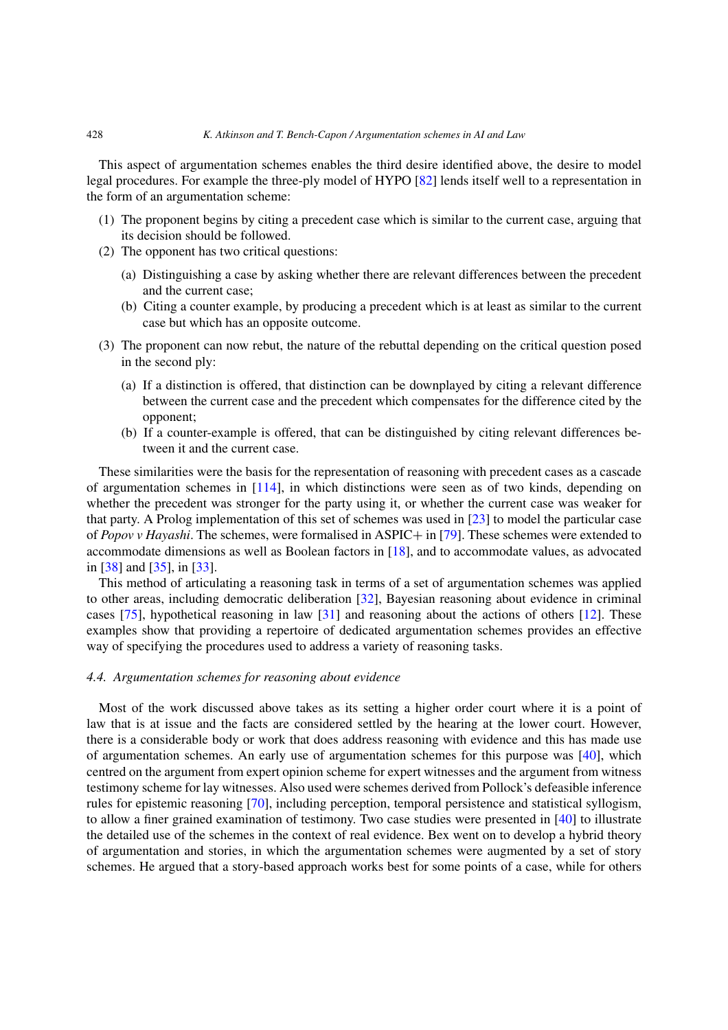This aspect of argumentation schemes enables the third desire identified above, the desire to model legal procedures. For example the three-ply model of HYPO [82] lends itself well to a representation in the form of an argumentation scheme:

1. The proponent begins by citing a precedent case which is similar to the current case, arguing that its decision should be followed.
2. The opponent has two critical questions:
   (a) Distinguishing a case by asking whether there are relevant differences between the precedent and the current case;
   (b) Citing a counter example, by producing a precedent which is at least as similar to the current case but which has an opposite outcome.
3. The proponent can now rebut, the nature of the rebuttal depending on the critical question posed in the second ply:
   (a) If a distinction is offered, that distinction can be downplayed by citing a relevant difference between the current case and the precedent which compensates for the difference cited by the opponent;
   (b) If a counter-example is offered, that can be distinguished by citing relevant differences between it and the current case.

These similarities were the basis for the representation of reasoning with precedent cases as a cascade of argumentation schemes in [114], in which distinctions were seen as of two kinds, depending on whether the precedent was stronger for the party using it, or whether the current case was weaker for that party. A Prolog implementation of this set of schemes was used in [23] to model the particular case of *Popov v Hayashi*. The schemes, were formalised in ASPIC+ in [79]. These schemes were extended to accommodate dimensions as well as Boolean factors in [18], and to accommodate values, as advocated in [38] and [35], in [33].

This method of articulating a reasoning task in terms of a set of argumentation schemes was applied to other areas, including democratic deliberation [32], Bayesian reasoning about evidence in criminal cases [75], hypothetical reasoning in law [31] and reasoning about the actions of others [12]. These examples show that providing a repertoire of dedicated argumentation schemes provides an effective way of specifying the procedures used to address a variety of reasoning tasks.

### 4.4. Argumentation schemes for reasoning about evidence

Most of the work discussed above takes as its setting a higher order court where it is a point of law that is at issue and the facts are considered settled by the hearing at the lower court. However, there is a considerable body or work that does address reasoning with evidence and this has made use of argumentation schemes. An early use of argumentation schemes for this purpose was [40], which centred on the argument from expert opinion scheme for expert witnesses and the argument from witness testimony scheme for lay witnesses. Also used were schemes derived from Pollock's defeasible inference rules for epistemic reasoning [70], including perception, temporal persistence and statistical syllogism, to allow a finer grained examination of testimony. Two case studies were presented in [40] to illustrate the detailed use of the schemes in the context of real evidence. Bex went on to develop a hybrid theory of argumentation and stories, in which the argumentation schemes were augmented by a set of story schemes. He argued that a story-based approach works best for some points of a case, while for others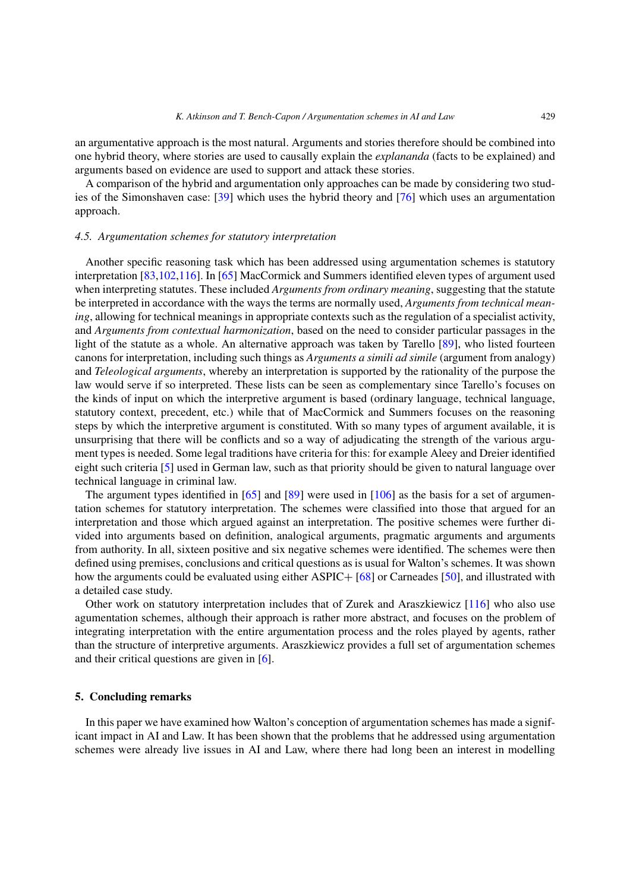an argumentative approach is the most natural. Arguments and stories therefore should be combined into one hybrid theory, where stories are used to causally explain the *explananda* (facts to be explained) and arguments based on evidence are used to support and attack these stories.

A comparison of the hybrid and argumentation only approaches can be made by considering two studies of the Simonshaven case: [39] which uses the hybrid theory and [76] which uses an argumentation approach.

### 4.5. Argumentation schemes for statutory interpretation

Another specific reasoning task which has been addressed using argumentation schemes is statutory interpretation [83,102,116]. In [65] MacCormick and Summers identified eleven types of argument used when interpreting statutes. These included *Arguments from ordinary meaning*, suggesting that the statute be interpreted in accordance with the ways the terms are normally used, *Arguments from technical meaning*, allowing for technical meanings in appropriate contexts such as the regulation of a specialist activity, and *Arguments from contextual harmonization*, based on the need to consider particular passages in the light of the statute as a whole. An alternative approach was taken by Tarello [89], who listed fourteen canons for interpretation, including such things as *Arguments a simili ad simile* (argument from analogy) and *Teleological arguments*, whereby an interpretation is supported by the rationality of the purpose the law would serve if so interpreted. These lists can be seen as complementary since Tarello's focuses on the kinds of input on which the interpretive argument is based (ordinary language, technical language, statutory context, precedent, etc.) while that of MacCormick and Summers focuses on the reasoning steps by which the interpretive argument is constituted. With so many types of argument available, it is unsurprising that there will be conflicts and so a way of adjudicating the strength of the various argument types is needed. Some legal traditions have criteria for this: for example Aleey and Dreier identified eight such criteria [5] used in German law, such as that priority should be given to natural language over technical language in criminal law.

The argument types identified in [65] and [89] were used in [106] as the basis for a set of argumentation schemes for statutory interpretation. The schemes were classified into those that argued for an interpretation and those which argued against an interpretation. The positive schemes were further divided into arguments based on definition, analogical arguments, pragmatic arguments and arguments from authority. In all, sixteen positive and six negative schemes were identified. The schemes were then defined using premises, conclusions and critical questions as is usual for Walton's schemes. It was shown how the arguments could be evaluated using either ASPIC+ [68] or Carneades [50], and illustrated with a detailed case study.

Other work on statutory interpretation includes that of Zurek and Araszkiewicz [116] who also use argumentation schemes, although their approach is rather more abstract, and focuses on the problem of integrating interpretation with the entire argumentation process and the roles played by agents, rather than the structure of interpretive arguments. Araszkiewicz provides a full set of argumentation schemes and their critical questions are given in [6].

## 5. Concluding remarks

In this paper we have examined how Walton's conception of argumentation schemes has made a significant impact in AI and Law. It has been shown that the problems that he addressed using argumentation schemes were already live issues in AI and Law, where there had long been an interest in modelling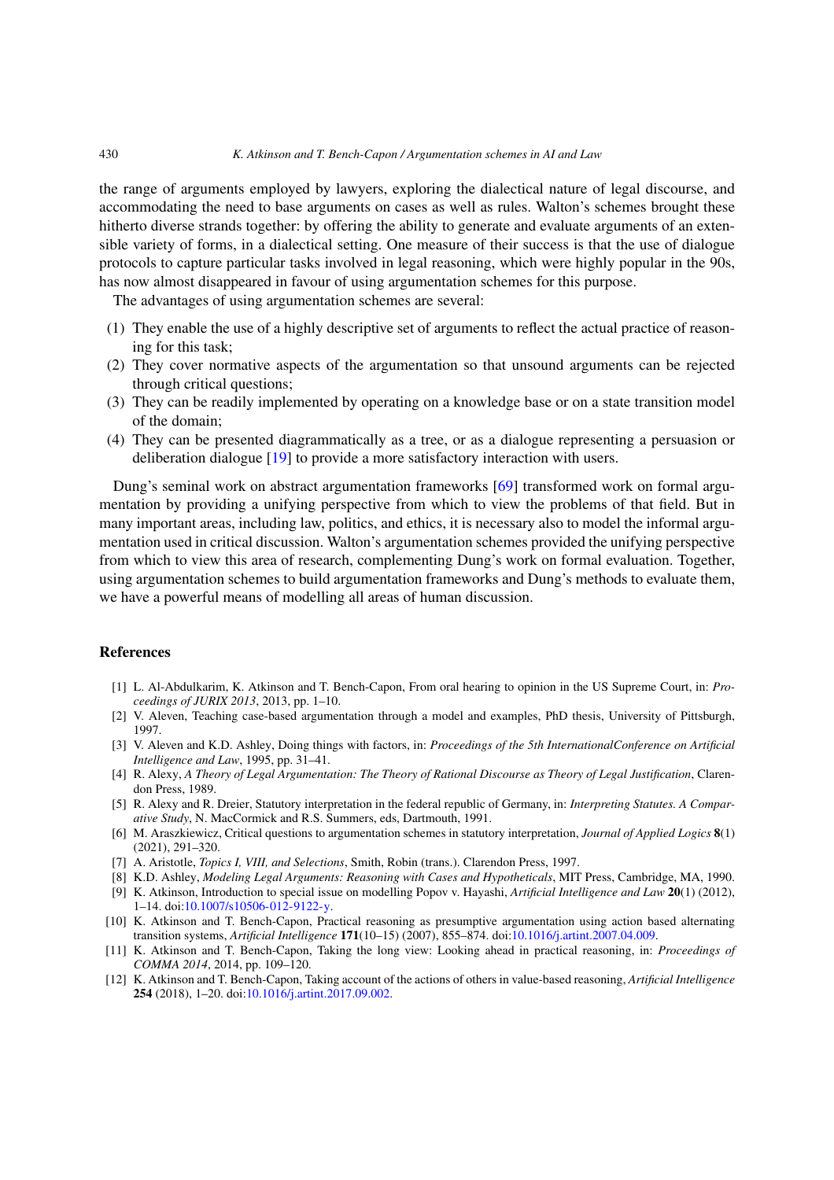the range of arguments employed by lawyers, exploring the dialectical nature of legal discourse, and accommodating the need to base arguments on cases as well as rules. Walton's schemes brought these hitherto diverse strands together: by offering the ability to generate and evaluate arguments of an extensible variety of forms, in a dialectical setting. One measure of their success is that the use of dialogue protocols to capture particular tasks involved in legal reasoning, which were highly popular in the 90s, has now almost disappeared in favour of using argumentation schemes for this purpose.

The advantages of using argumentation schemes are several:

(1) They enable the use of a highly descriptive set of arguments to reflect the actual practice of reasoning for this task;
(2) They cover normative aspects of the argumentation so that unsound arguments can be rejected through critical questions;
(3) They can be readily implemented by operating on a knowledge base or on a state transition model of the domain;
(4) They can be presented diagrammatically as a tree, or as a dialogue representing a persuasion or deliberation dialogue [19] to provide a more satisfactory interaction with users.

Dung's seminal work on abstract argumentation frameworks [69] transformed work on formal argumentation by providing a unifying perspective from which to view the problems of that field. But in many important areas, including law, politics, and ethics, it is necessary also to model the informal argumentation used in critical discussion. Walton's argumentation schemes provided the unifying perspective from which to view this area of research, complementing Dung's work on formal evaluation. Together, using argumentation schemes to build argumentation frameworks and Dung's methods to evaluate them, we have a powerful means of modelling all areas of human discussion.

## References

[1] L. Al-Abdulkarim, K. Atkinson and T. Bench-Capon, From oral hearing to opinion in the US Supreme Court, in: *Proceedings of JURIX 2013*, 2013, pp. 1–10.

[2] V. Aleven, Teaching case-based argumentation through a model and examples, PhD thesis, University of Pittsburgh, 1997.

[3] V. Aleven and K.D. Ashley, Doing things with factors, in: *Proceedings of the 5th InternationalConference on Artificial Intelligence and Law*, 1995, pp. 31–41.

[4] R. Alexy, *A Theory of Legal Argumentation: The Theory of Rational Discourse as Theory of Legal Justification*, Clarendon Press, 1989.

[5] R. Alexy and R. Dreier, Statutory interpretation in the federal republic of Germany, in: *Interpreting Statutes. A Comparative Study*, N. MacCormick and R.S. Summers, eds, Dartmouth, 1991.

[6] M. Araszkiewicz, Critical questions to argumentation schemes in statutory interpretation, *Journal of Applied Logics* **8**(1) (2021), 291–320.

[7] A. Aristotle, *Topics I, VIII, and Selections*, Smith, Robin (trans.). Clarendon Press, 1997.

[8] K.D. Ashley, *Modeling Legal Arguments: Reasoning with Cases and Hypotheticals*, MIT Press, Cambridge, MA, 1990.

[9] K. Atkinson, Introduction to special issue on modelling Popov v. Hayashi, *Artificial Intelligence and Law* **20**(1) (2012), 1–14. doi:10.1007/s10506-012-9122-y.

[10] K. Atkinson and T. Bench-Capon, Practical reasoning as presumptive argumentation using action based alternating transition systems, *Artificial Intelligence* **171**(10–15) (2007), 855–874. doi:10.1016/j.artint.2007.04.009.

[11] K. Atkinson and T. Bench-Capon, Taking the long view: Looking ahead in practical reasoning, in: *Proceedings of COMMA 2014*, 2014, pp. 109–120.

[12] K. Atkinson and T. Bench-Capon, Taking account of the actions of others in value-based reasoning, *Artificial Intelligence* **254** (2018), 1–20. doi:10.1016/j.artint.2017.09.002.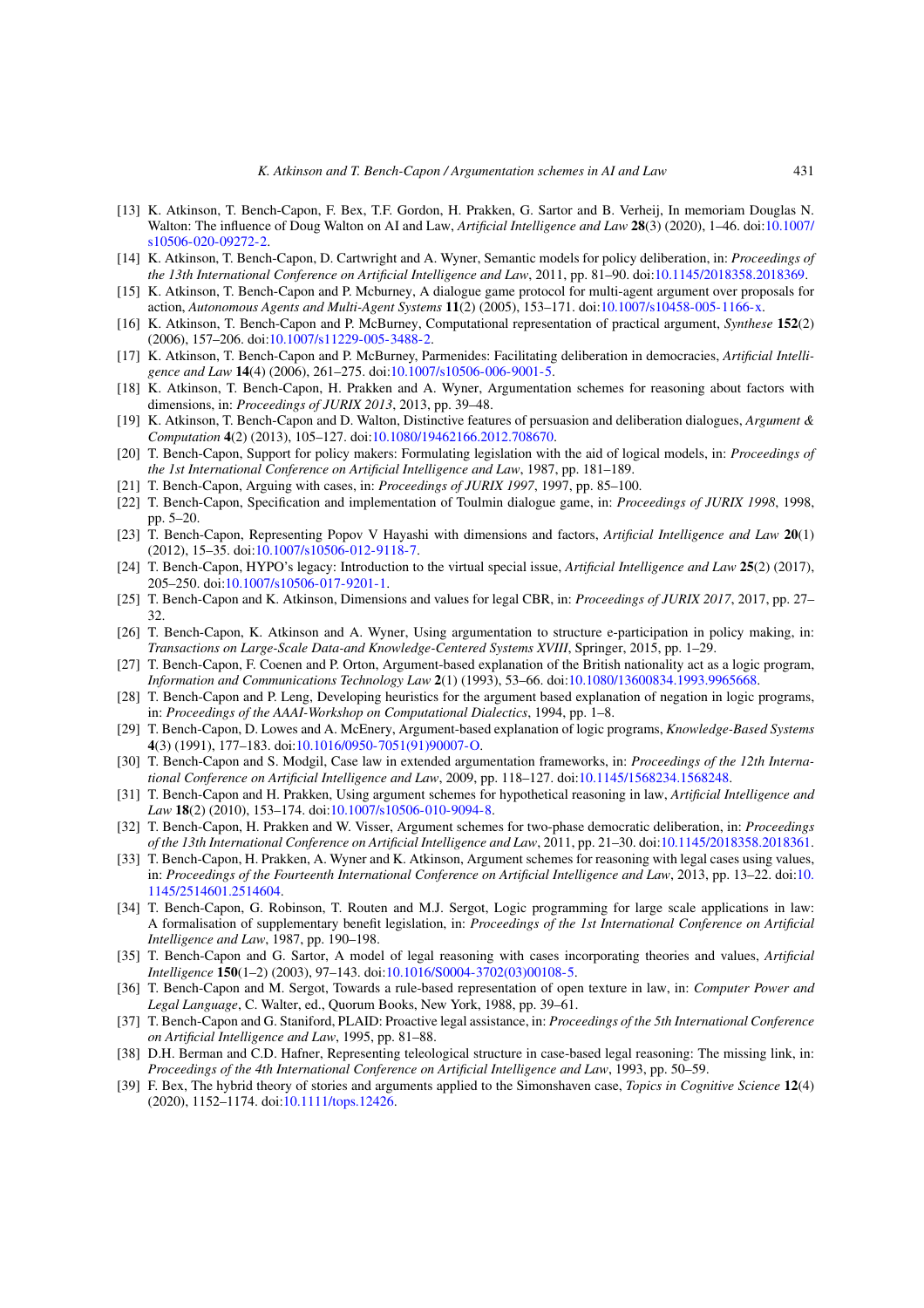[13] K. Atkinson, T. Bench-Capon, F. Bex, T.F. Gordon, H. Prakken, G. Sartor and B. Verheij, In memoriam Douglas N. Walton: The influence of Doug Walton on AI and Law, *Artificial Intelligence and Law* **28**(3) (2020), 1–46. doi:10.1007/s10506-020-09272-2.

[14] K. Atkinson, T. Bench-Capon, D. Cartwright and A. Wyner, Semantic models for policy deliberation, in: *Proceedings of the 13th International Conference on Artificial Intelligence and Law*, 2011, pp. 81–90. doi:10.1145/2018358.2018369.

[15] K. Atkinson, T. Bench-Capon and P. Mcburney, A dialogue game protocol for multi-agent argument over proposals for action, *Autonomous Agents and Multi-Agent Systems* **11**(2) (2005), 153–171. doi:10.1007/s10458-005-1166-x.

[16] K. Atkinson, T. Bench-Capon and P. McBurney, Computational representation of practical argument, *Synthese* **152**(2) (2006), 157–206. doi:10.1007/s11229-005-3488-2.

[17] K. Atkinson, T. Bench-Capon and P. McBurney, Parmenides: Facilitating deliberation in democracies, *Artificial Intelligence and Law* **14**(4) (2006), 261–275. doi:10.1007/s10506-006-9001-5.

[18] K. Atkinson, T. Bench-Capon, H. Prakken and A. Wyner, Argumentation schemes for reasoning about factors with dimensions, in: *Proceedings of JURIX 2013*, 2013, pp. 39–48.

[19] K. Atkinson, T. Bench-Capon and D. Walton, Distinctive features of persuasion and deliberation dialogues, *Argument & Computation* **4**(2) (2013), 105–127. doi:10.1080/19462166.2012.708670.

[20] T. Bench-Capon, Support for policy makers: Formulating legislation with the aid of logical models, in: *Proceedings of the 1st International Conference on Artificial Intelligence and Law*, 1987, pp. 181–189.

[21] T. Bench-Capon, Arguing with cases, in: *Proceedings of JURIX 1997*, 1997, pp. 85–100.

[22] T. Bench-Capon, Specification and implementation of Toulmin dialogue game, in: *Proceedings of JURIX 1998*, 1998, pp. 5–20.

[23] T. Bench-Capon, Representing Popov V Hayashi with dimensions and factors, *Artificial Intelligence and Law* **20**(1) (2012), 15–35. doi:10.1007/s10506-012-9118-7.

[24] T. Bench-Capon, HYPO's legacy: Introduction to the virtual special issue, *Artificial Intelligence and Law* **25**(2) (2017), 205–250. doi:10.1007/s10506-017-9201-1.

[25] T. Bench-Capon and K. Atkinson, Dimensions and values for legal CBR, in: *Proceedings of JURIX 2017*, 2017, pp. 27–32.

[26] T. Bench-Capon, K. Atkinson and A. Wyner, Using argumentation to structure e-participation in policy making, in: *Transactions on Large-Scale Data-and Knowledge-Centered Systems XVIII*, Springer, 2015, pp. 1–29.

[27] T. Bench-Capon, F. Coenen and P. Orton, Argument-based explanation of the British nationality act as a logic program, *Information and Communications Technology Law* **2**(1) (1993), 53–66. doi:10.1080/13600834.1993.9965668.

[28] T. Bench-Capon and P. Leng, Developing heuristics for the argument based explanation of negation in logic programs, in: *Proceedings of the AAAI-Workshop on Computational Dialectics*, 1994, pp. 1–8.

[29] T. Bench-Capon, D. Lowes and A. McEnery, Argument-based explanation of logic programs, *Knowledge-Based Systems* **4**(3) (1991), 177–183. doi:10.1016/0950-7051(91)90007-O.

[30] T. Bench-Capon and S. Modgil, Case law in extended argumentation frameworks, in: *Proceedings of the 12th International Conference on Artificial Intelligence and Law*, 2009, pp. 118–127. doi:10.1145/1568234.1568248.

[31] T. Bench-Capon and H. Prakken, Using argument schemes for hypothetical reasoning in law, *Artificial Intelligence and Law* **18**(2) (2010), 153–174. doi:10.1007/s10506-010-9094-8.

[32] T. Bench-Capon, H. Prakken and W. Visser, Argument schemes for two-phase democratic deliberation, in: *Proceedings of the 13th International Conference on Artificial Intelligence and Law*, 2011, pp. 21–30. doi:10.1145/2018358.2018361.

[33] T. Bench-Capon, H. Prakken, A. Wyner and K. Atkinson, Argument schemes for reasoning with legal cases using values, in: *Proceedings of the Fourteenth International Conference on Artificial Intelligence and Law*, 2013, pp. 13–22. doi:10.1145/2514601.2514604.

[34] T. Bench-Capon, G. Robinson, T. Routen and M.J. Sergot, Logic programming for large scale applications in law: A formalisation of supplementary benefit legislation, in: *Proceedings of the 1st International Conference on Artificial Intelligence and Law*, 1987, pp. 190–198.

[35] T. Bench-Capon and G. Sartor, A model of legal reasoning with cases incorporating theories and values, *Artificial Intelligence* **150**(1–2) (2003), 97–143. doi:10.1016/S0004-3702(03)00108-5.

[36] T. Bench-Capon and M. Sergot, Towards a rule-based representation of open texture in law, in: *Computer Power and Legal Language*, C. Walter, ed., Quorum Books, New York, 1988, pp. 39–61.

[37] T. Bench-Capon and G. Staniford, PLAID: Proactive legal assistance, in: *Proceedings of the 5th International Conference on Artificial Intelligence and Law*, 1995, pp. 81–88.

[38] D.H. Berman and C.D. Hafner, Representing teleological structure in case-based legal reasoning: The missing link, in: *Proceedings of the 4th International Conference on Artificial Intelligence and Law*, 1993, pp. 50–59.

[39] F. Bex, The hybrid theory of stories and arguments applied to the Simonshaven case, *Topics in Cognitive Science* **12**(4) (2020), 1152–1174. doi:10.1111/tops.12426.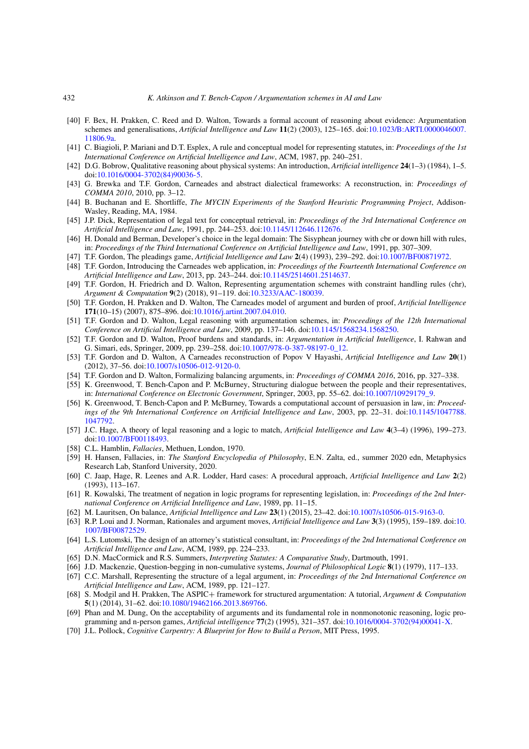[40] F. Bex, H. Prakken, C. Reed and D. Walton, Towards a formal account of reasoning about evidence: Argumentation schemes and generalisations, *Artificial Intelligence and Law* **11**(2) (2003), 125–165. doi:10.1023/B:ARTI.0000046007.11806.9a.

[41] C. Biagioli, P. Mariani and D.T. Esplex, A rule and conceptual model for representing statutes, in: *Proceedings of the 1st International Conference on Artificial Intelligence and Law*, ACM, 1987, pp. 240–251.

[42] D.G. Bobrow, Qualitative reasoning about physical systems: An introduction, *Artificial intelligence* **24**(1–3) (1984), 1–5. doi:10.1016/0004-3702(84)90036-5.

[43] G. Brewka and T.F. Gordon, Carneades and abstract dialectical frameworks: A reconstruction, in: *Proceedings of COMMA 2010*, 2010, pp. 3–12.

[44] B. Buchanan and E. Shortliffe, *The MYCIN Experiments of the Stanford Heuristic Programming Project*, Addison-Wasley, Reading, MA, 1984.

[45] J.P. Dick, Representation of legal text for conceptual retrieval, in: *Proceedings of the 3rd International Conference on Artificial Intelligence and Law*, 1991, pp. 244–253. doi:10.1145/112646.112676.

[46] H. Donald and Berman, Developer's choice in the legal domain: The Sisyphean journey with cbr or down hill with rules, in: *Proceedings of the Third International Conference on Artificial Intelligence and Law*, 1991, pp. 307–309.

[47] T.F. Gordon, The pleadings game, *Artificial Intelligence and Law* **2**(4) (1993), 239–292. doi:10.1007/BF00871972.

[48] T.F. Gordon, Introducing the Carneades web application, in: *Proceedings of the Fourteenth International Conference on Artificial Intelligence and Law*, 2013, pp. 243–244. doi:10.1145/2514601.2514637.

[49] T.F. Gordon, H. Friedrich and D. Walton, Representing argumentation schemes with constraint handling rules (chr), *Argument & Computation* **9**(2) (2018), 91–119. doi:10.3233/AAC-180039.

[50] T.F. Gordon, H. Prakken and D. Walton, The Carneades model of argument and burden of proof, *Artificial Intelligence* **171**(10–15) (2007), 875–896. doi:10.1016/j.artint.2007.04.010.

[51] T.F. Gordon and D. Walton, Legal reasoning with argumentation schemes, in: *Proceedings of the 12th International Conference on Artificial Intelligence and Law*, 2009, pp. 137–146. doi:10.1145/1568234.1568250.

[52] T.F. Gordon and D. Walton, Proof burdens and standards, in: *Argumentation in Artificial Intelligence*, I. Rahwan and G. Simari, eds, Springer, 2009, pp. 239–258. doi:10.1007/978-0-387-98197-0_12.

[53] T.F. Gordon and D. Walton, A Carneades reconstruction of Popov V Hayashi, *Artificial Intelligence and Law* **20**(1) (2012), 37–56. doi:10.1007/s10506-012-9120-0.

[54] T.F. Gordon and D. Walton, Formalizing balancing arguments, in: *Proceedings of COMMA 2016*, 2016, pp. 327–338.

[55] K. Greenwood, T. Bench-Capon and P. McBurney, Structuring dialogue between the people and their representatives, in: *International Conference on Electronic Government*, Springer, 2003, pp. 55–62. doi:10.1007/10929179_9.

[56] K. Greenwood, T. Bench-Capon and P. McBurney, Towards a computational account of persuasion in law, in: *Proceedings of the 9th International Conference on Artificial Intelligence and Law*, 2003, pp. 22–31. doi:10.1145/1047788.1047792.

[57] J.C. Hage, A theory of legal reasoning and a logic to match, *Artificial Intelligence and Law* **4**(3–4) (1996), 199–273. doi:10.1007/BF00118493.

[58] C.L. Hamblin, *Fallacies*, Methuen, London, 1970.

[59] H. Hansen, Fallacies, in: *The Stanford Encyclopedia of Philosophy*, E.N. Zalta, ed., summer 2020 edn, Metaphysics Research Lab, Stanford University, 2020.

[60] C. Jaap, Hage, R. Leenes and A.R. Lodder, Hard cases: A procedural approach, *Artificial Intelligence and Law* **2**(2) (1993), 113–167.

[61] R. Kowalski, The treatment of negation in logic programs for representing legislation, in: *Proceedings of the 2nd International Conference on Artificial Intelligence and Law*, 1989, pp. 11–15.

[62] M. Lauritsen, On balance, *Artificial Intelligence and Law* **23**(1) (2015), 23–42. doi:10.1007/s10506-015-9163-0.

[63] R.P. Loui and J. Norman, Rationales and argument moves, *Artificial Intelligence and Law* **3**(3) (1995), 159–189. doi:10.1007/BF00872529.

[64] L.S. Lutomski, The design of an attorney's statistical consultant, in: *Proceedings of the 2nd International Conference on Artificial Intelligence and Law*, ACM, 1989, pp. 224–233.

[65] D.N. MacCormick and R.S. Summers, *Interpreting Statutes: A Comparative Study*, Dartmouth, 1991.

[66] J.D. Mackenzie, Question-begging in non-cumulative systems, *Journal of Philosophical Logic* **8**(1) (1979), 117–133.

[67] C.C. Marshall, Representing the structure of a legal argument, in: *Proceedings of the 2nd International Conference on Artificial Intelligence and Law*, ACM, 1989, pp. 121–127.

[68] S. Modgil and H. Prakken, The ASPIC+ framework for structured argumentation: A tutorial, *Argument & Computation* **5**(1) (2014), 31–62. doi:10.1080/19462166.2013.869766.

[69] Phan and M. Dung, On the acceptability of arguments and its fundamental role in nonmonotonic reasoning, logic programming and n-person games, *Artificial intelligence* **77**(2) (1995), 321–357. doi:10.1016/0004-3702(94)00041-X.

[70] J.L. Pollock, *Cognitive Carpentry: A Blueprint for How to Build a Person*, MIT Press, 1995.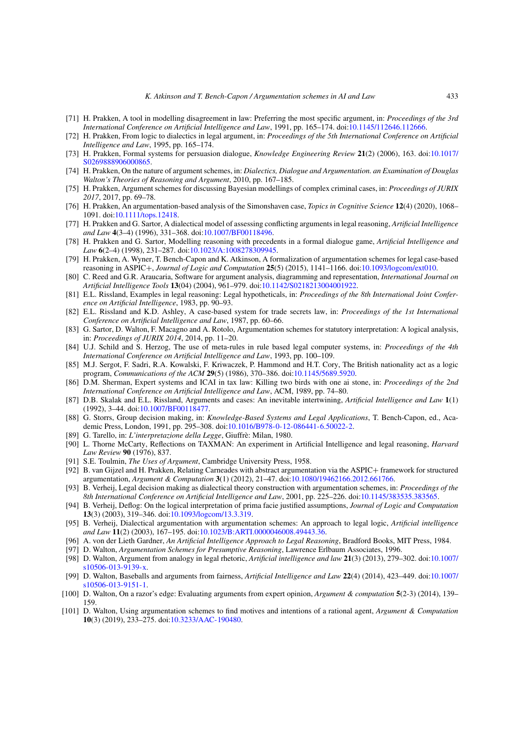[71] H. Prakken, A tool in modelling disagreement in law: Preferring the most specific argument, in: *Proceedings of the 3rd International Conference on Artificial Intelligence and Law*, 1991, pp. 165–174. doi:10.1145/112646.112666.

[72] H. Prakken, From logic to dialectics in legal argument, in: *Proceedings of the 5th International Conference on Artificial Intelligence and Law*, 1995, pp. 165–174.

[73] H. Prakken, Formal systems for persuasion dialogue, *Knowledge Engineering Review* **21**(2) (2006), 163. doi:10.1017/S0269888906000865.

[74] H. Prakken, On the nature of argument schemes, in: *Dialectics, Dialogue and Argumentation. an Examination of Douglas Walton's Theories of Reasoning and Argument*, 2010, pp. 167–185.

[75] H. Prakken, Argument schemes for discussing Bayesian modellings of complex criminal cases, in: *Proceedings of JURIX 2017*, 2017, pp. 69–78.

[76] H. Prakken, An argumentation-based analysis of the Simonshaven case, *Topics in Cognitive Science* **12**(4) (2020), 1068–1091. doi:10.1111/tops.12418.

[77] H. Prakken and G. Sartor, A dialectical model of assessing conflicting arguments in legal reasoning, *Artificial Intelligence and Law* **4**(3–4) (1996), 331–368. doi:10.1007/BF00118496.

[78] H. Prakken and G. Sartor, Modelling reasoning with precedents in a formal dialogue game, *Artificial Intelligence and Law* **6**(2–4) (1998), 231–287. doi:10.1023/A:1008278309945.

[79] H. Prakken, A. Wyner, T. Bench-Capon and K. Atkinson, A formalization of argumentation schemes for legal case-based reasoning in ASPIC+, *Journal of Logic and Computation* **25**(5) (2015), 1141–1166. doi:10.1093/logcom/ext010.

[80] C. Reed and G.R. Araucaria, Software for argument analysis, diagramming and representation, *International Journal on Artificial Intelligence Tools* **13**(04) (2004), 961–979. doi:10.1142/S0218213004001922.

[81] E.L. Rissland, Examples in legal reasoning: Legal hypotheticals, in: *Proceedings of the 8th International Joint Conference on Artificial Intelligence*, 1983, pp. 90–93.

[82] E.L. Rissland and K.D. Ashley, A case-based system for trade secrets law, in: *Proceedings of the 1st International Conference on Artificial Intelligence and Law*, 1987, pp. 60–66.

[83] G. Sartor, D. Walton, F. Macagno and A. Rotolo, Argumentation schemes for statutory interpretation: A logical analysis, in: *Proceedings of JURIX 2014*, 2014, pp. 11–20.

[84] U.J. Schild and S. Herzog, The use of meta-rules in rule based legal computer systems, in: *Proceedings of the 4th International Conference on Artificial Intelligence and Law*, 1993, pp. 100–109.

[85] M.J. Sergot, F. Sadri, R.A. Kowalski, F. Kriwaczek, P. Hammond and H.T. Cory, The British nationality act as a logic program, *Communications of the ACM* **29**(5) (1986), 370–386. doi:10.1145/5689.5920.

[86] D.M. Sherman, Expert systems and ICAI in tax law: Killing two birds with one ai stone, in: *Proceedings of the 2nd International Conference on Artificial Intelligence and Law*, ACM, 1989, pp. 74–80.

[87] D.B. Skalak and E.L. Rissland, Arguments and cases: An inevitable intertwining, *Artificial Intelligence and Law* **1**(1) (1992), 3–44. doi:10.1007/BF00118477.

[88] G. Storrs, Group decision making, in: *Knowledge-Based Systems and Legal Applications*, T. Bench-Capon, ed., Academic Press, London, 1991, pp. 295–308. doi:10.1016/B978-0-12-086441-6.50022-2.

[89] G. Tarello, in: *L'interpretazione della Legge*, Giuffrè: Milan, 1980.

[90] L. Thorne McCarty, Reflections on TAXMAN: An experiment in Artificial Intelligence and legal reasoning, *Harvard Law Review* **90** (1976), 837.

[91] S.E. Toulmin, *The Uses of Argument*, Cambridge University Press, 1958.

[92] B. van Gijzel and H. Prakken, Relating Carneades with abstract argumentation via the ASPIC+ framework for structured argumentation, *Argument & Computation* **3**(1) (2012), 21–47. doi:10.1080/19462166.2012.661766.

[93] B. Verheij, Legal decision making as dialectical theory construction with argumentation schemes, in: *Proceedings of the 8th International Conference on Artificial Intelligence and Law*, 2001, pp. 225–226. doi:10.1145/383535.383565.

[94] B. Verheij, Deflog: On the logical interpretation of prima facie justified assumptions, *Journal of Logic and Computation* **13**(3) (2003), 319–346. doi:10.1093/logcom/13.3.319.

[95] B. Verheij, Dialectical argumentation with argumentation schemes: An approach to legal logic, *Artificial intelligence and Law* **11**(2) (2003), 167–195. doi:10.1023/B:ARTI.0000046008.49443.36.

[96] A. von der Lieth Gardner, *An Artificial Intelligence Approach to Legal Reasoning*, Bradford Books, MIT Press, 1984.

[97] D. Walton, *Argumentation Schemes for Presumptive Reasoning*, Lawrence Erlbaum Associates, 1996.

[98] D. Walton, Argument from analogy in legal rhetoric, *Artificial intelligence and law* **21**(3) (2013), 279–302. doi:10.1007/s10506-013-9139-x.

[99] D. Walton, Baseballs and arguments from fairness, *Artificial Intelligence and Law* **22**(4) (2014), 423–449. doi:10.1007/s10506-013-9151-1.

[100] D. Walton, On a razor's edge: Evaluating arguments from expert opinion, *Argument & computation* **5**(2-3) (2014), 139–159.

[101] D. Walton, Using argumentation schemes to find motives and intentions of a rational agent, *Argument & Computation* **10**(3) (2019), 233–275. doi:10.3233/AAC-190480.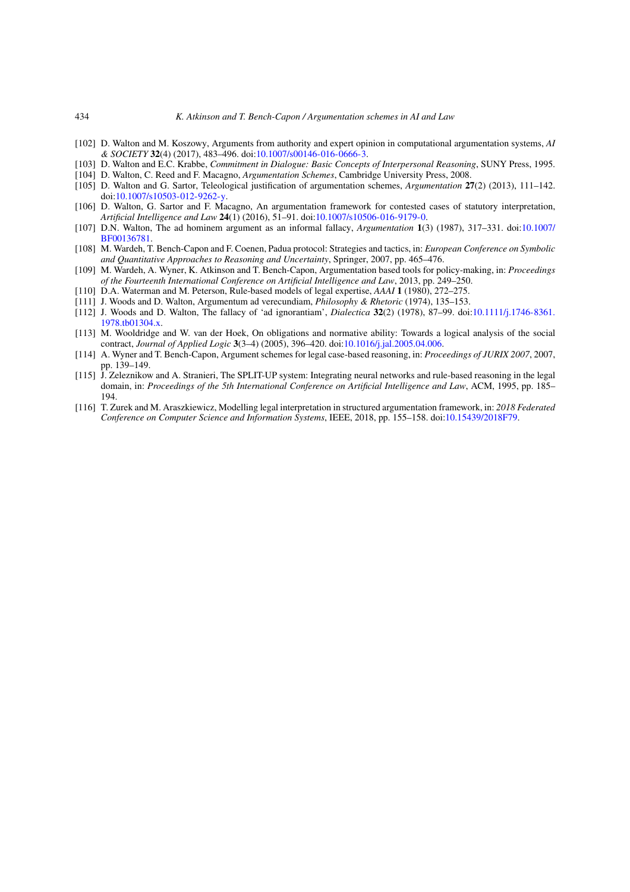[102] D. Walton and M. Koszowy, Arguments from authority and expert opinion in computational argumentation systems, *AI & SOCIETY* **32**(4) (2017), 483–496. doi:10.1007/s00146-016-0666-3.

[103] D. Walton and E.C. Krabbe, *Commitment in Dialogue: Basic Concepts of Interpersonal Reasoning*, SUNY Press, 1995.

[104] D. Walton, C. Reed and F. Macagno, *Argumentation Schemes*, Cambridge University Press, 2008.

[105] D. Walton and G. Sartor, Teleological justification of argumentation schemes, *Argumentation* **27**(2) (2013), 111–142. doi:10.1007/s10503-012-9262-y.

[106] D. Walton, G. Sartor and F. Macagno, An argumentation framework for contested cases of statutory interpretation, *Artificial Intelligence and Law* **24**(1) (2016), 51–91. doi:10.1007/s10506-016-9179-0.

[107] D.N. Walton, The ad hominem argument as an informal fallacy, *Argumentation* **1**(3) (1987), 317–331. doi:10.1007/BF00136781.

[108] M. Wardeh, T. Bench-Capon and F. Coenen, Padua protocol: Strategies and tactics, in: *European Conference on Symbolic and Quantitative Approaches to Reasoning and Uncertainty*, Springer, 2007, pp. 465–476.

[109] M. Wardeh, A. Wyner, K. Atkinson and T. Bench-Capon, Argumentation based tools for policy-making, in: *Proceedings of the Fourteenth International Conference on Artificial Intelligence and Law*, 2013, pp. 249–250.

[110] D.A. Waterman and M. Peterson, Rule-based models of legal expertise, *AAAI* **1** (1980), 272–275.

[111] J. Woods and D. Walton, Argumentum ad verecundiam, *Philosophy & Rhetoric* (1974), 135–153.

[112] J. Woods and D. Walton, The fallacy of 'ad ignorantiam', *Dialectica* **32**(2) (1978), 87–99. doi:10.1111/j.1746-8361.1978.tb01304.x.

[113] M. Wooldridge and W. van der Hoek, On obligations and normative ability: Towards a logical analysis of the social contract, *Journal of Applied Logic* **3**(3–4) (2005), 396–420. doi:10.1016/j.jal.2005.04.006.

[114] A. Wyner and T. Bench-Capon, Argument schemes for legal case-based reasoning, in: *Proceedings of JURIX 2007*, 2007, pp. 139–149.

[115] J. Zeleznikow and A. Stranieri, The SPLIT-UP system: Integrating neural networks and rule-based reasoning in the legal domain, in: *Proceedings of the 5th International Conference on Artificial Intelligence and Law*, ACM, 1995, pp. 185–194.

[116] T. Zurek and M. Araszkiewicz, Modelling legal interpretation in structured argumentation framework, in: *2018 Federated Conference on Computer Science and Information Systems*, IEEE, 2018, pp. 155–158. doi:10.15439/2018F79.